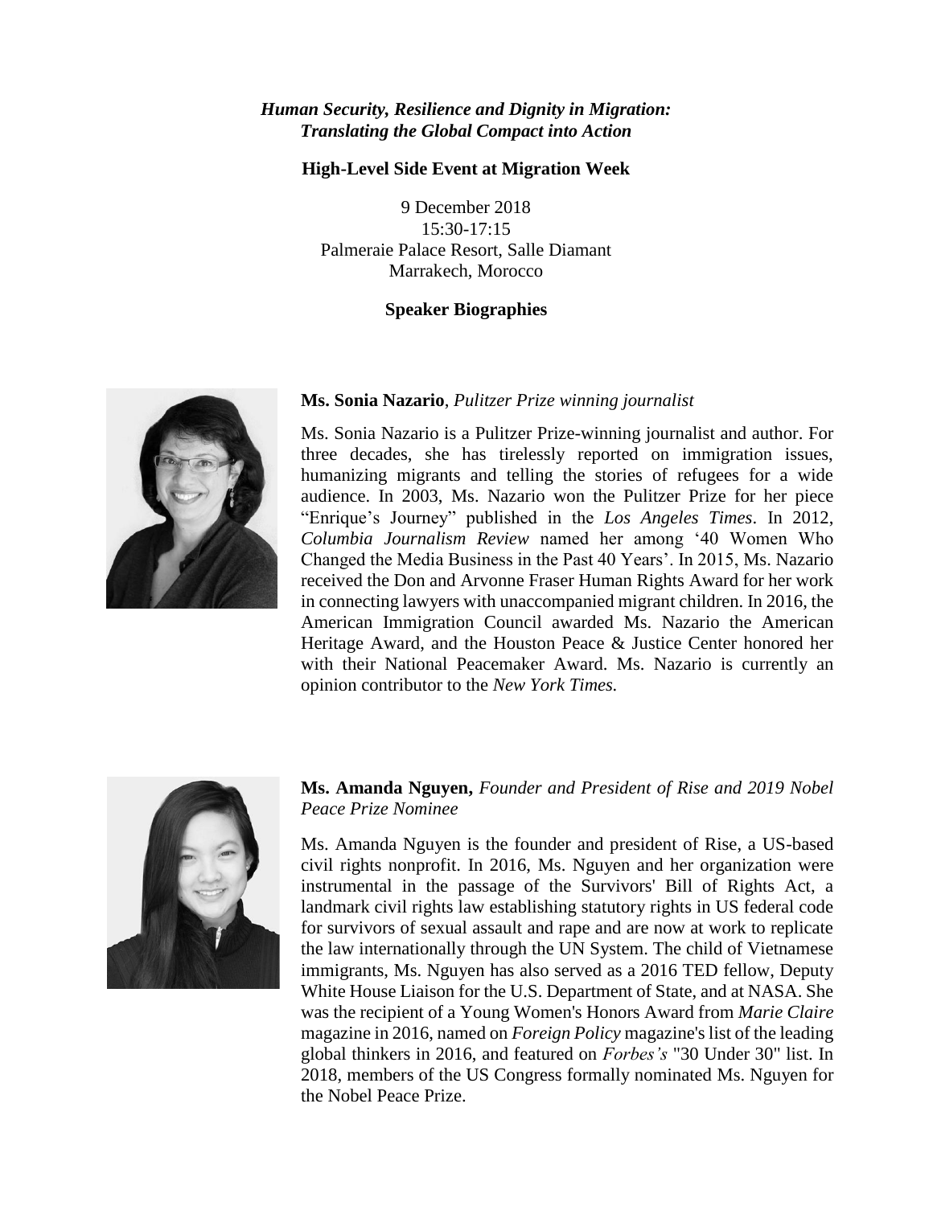***Human Security, Resilience and Dignity in Migration: Translating the Global Compact into Action***

**High-Level Side Event at Migration Week**

9 December 2018
15:30-17:15
Palmeraie Palace Resort, Salle Diamant
Marrakech, Morocco

**Speaker Biographies**

**Ms. Sonia Nazario**, *Pulitzer Prize winning journalist*

Ms. Sonia Nazario is a Pulitzer Prize-winning journalist and author. For three decades, she has tirelessly reported on immigration issues, humanizing migrants and telling the stories of refugees for a wide audience. In 2003, Ms. Nazario won the Pulitzer Prize for her piece "Enrique's Journey" published in the *Los Angeles Times*. In 2012, *Columbia Journalism Review* named her among '40 Women Who Changed the Media Business in the Past 40 Years'. In 2015, Ms. Nazario received the Don and Arvonne Fraser Human Rights Award for her work in connecting lawyers with unaccompanied migrant children. In 2016, the American Immigration Council awarded Ms. Nazario the American Heritage Award, and the Houston Peace & Justice Center honored her with their National Peacemaker Award. Ms. Nazario is currently an opinion contributor to the *New York Times.*

**Ms. Amanda Nguyen,** *Founder and President of Rise and 2019 Nobel Peace Prize Nominee*

Ms. Amanda Nguyen is the founder and president of Rise, a US-based civil rights nonprofit. In 2016, Ms. Nguyen and her organization were instrumental in the passage of the Survivors' Bill of Rights Act, a landmark civil rights law establishing statutory rights in US federal code for survivors of sexual assault and rape and are now at work to replicate the law internationally through the UN System. The child of Vietnamese immigrants, Ms. Nguyen has also served as a 2016 TED fellow, Deputy White House Liaison for the U.S. Department of State, and at NASA. She was the recipient of a Young Women's Honors Award from *Marie Claire* magazine in 2016, named on *Foreign Policy* magazine's list of the leading global thinkers in 2016, and featured on *Forbes's* "30 Under 30" list. In 2018, members of the US Congress formally nominated Ms. Nguyen for the Nobel Peace Prize.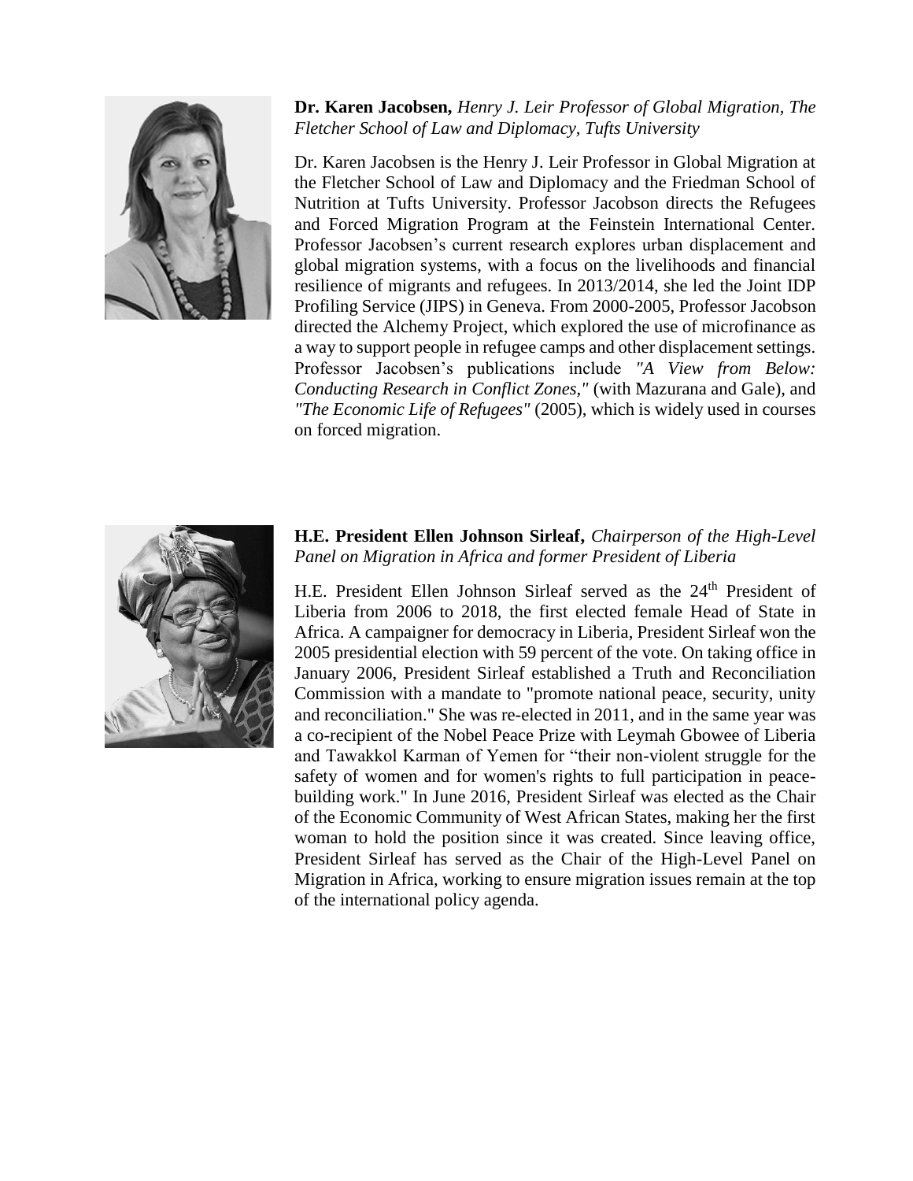**Dr. Karen Jacobsen,** *Henry J. Leir Professor of Global Migration, The Fletcher School of Law and Diplomacy, Tufts University*

Dr. Karen Jacobsen is the Henry J. Leir Professor in Global Migration at the Fletcher School of Law and Diplomacy and the Friedman School of Nutrition at Tufts University. Professor Jacobson directs the Refugees and Forced Migration Program at the Feinstein International Center. Professor Jacobsen's current research explores urban displacement and global migration systems, with a focus on the livelihoods and financial resilience of migrants and refugees. In 2013/2014, she led the Joint IDP Profiling Service (JIPS) in Geneva. From 2000-2005, Professor Jacobson directed the Alchemy Project, which explored the use of microfinance as a way to support people in refugee camps and other displacement settings. Professor Jacobsen's publications include *"A View from Below: Conducting Research in Conflict Zones,"* (with Mazurana and Gale), and *"The Economic Life of Refugees"* (2005), which is widely used in courses on forced migration.

**H.E. President Ellen Johnson Sirleaf,** *Chairperson of the High-Level Panel on Migration in Africa and former President of Liberia*

H.E. President Ellen Johnson Sirleaf served as the 24th President of Liberia from 2006 to 2018, the first elected female Head of State in Africa. A campaigner for democracy in Liberia, President Sirleaf won the 2005 presidential election with 59 percent of the vote. On taking office in January 2006, President Sirleaf established a Truth and Reconciliation Commission with a mandate to "promote national peace, security, unity and reconciliation." She was re-elected in 2011, and in the same year was a co-recipient of the Nobel Peace Prize with Leymah Gbowee of Liberia and Tawakkol Karman of Yemen for "their non-violent struggle for the safety of women and for women's rights to full participation in peace-building work." In June 2016, President Sirleaf was elected as the Chair of the Economic Community of West African States, making her the first woman to hold the position since it was created. Since leaving office, President Sirleaf has served as the Chair of the High-Level Panel on Migration in Africa, working to ensure migration issues remain at the top of the international policy agenda.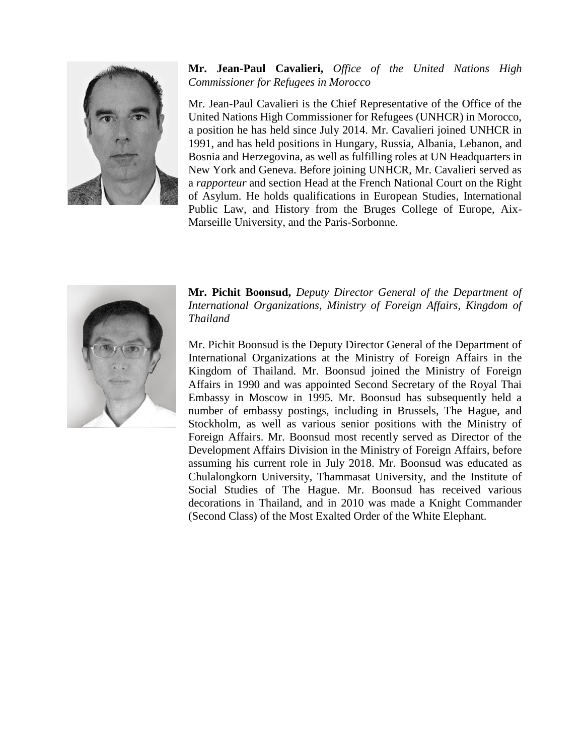**Mr. Jean-Paul Cavalieri,** *Office of the United Nations High Commissioner for Refugees in Morocco*

Mr. Jean-Paul Cavalieri is the Chief Representative of the Office of the United Nations High Commissioner for Refugees (UNHCR) in Morocco, a position he has held since July 2014. Mr. Cavalieri joined UNHCR in 1991, and has held positions in Hungary, Russia, Albania, Lebanon, and Bosnia and Herzegovina, as well as fulfilling roles at UN Headquarters in New York and Geneva. Before joining UNHCR, Mr. Cavalieri served as a *rapporteur* and section Head at the French National Court on the Right of Asylum. He holds qualifications in European Studies, International Public Law, and History from the Bruges College of Europe, Aix-Marseille University, and the Paris-Sorbonne.

**Mr. Pichit Boonsud,** *Deputy Director General of the Department of International Organizations, Ministry of Foreign Affairs, Kingdom of Thailand*

Mr. Pichit Boonsud is the Deputy Director General of the Department of International Organizations at the Ministry of Foreign Affairs in the Kingdom of Thailand. Mr. Boonsud joined the Ministry of Foreign Affairs in 1990 and was appointed Second Secretary of the Royal Thai Embassy in Moscow in 1995. Mr. Boonsud has subsequently held a number of embassy postings, including in Brussels, The Hague, and Stockholm, as well as various senior positions with the Ministry of Foreign Affairs. Mr. Boonsud most recently served as Director of the Development Affairs Division in the Ministry of Foreign Affairs, before assuming his current role in July 2018. Mr. Boonsud was educated as Chulalongkorn University, Thammasat University, and the Institute of Social Studies of The Hague. Mr. Boonsud has received various decorations in Thailand, and in 2010 was made a Knight Commander (Second Class) of the Most Exalted Order of the White Elephant.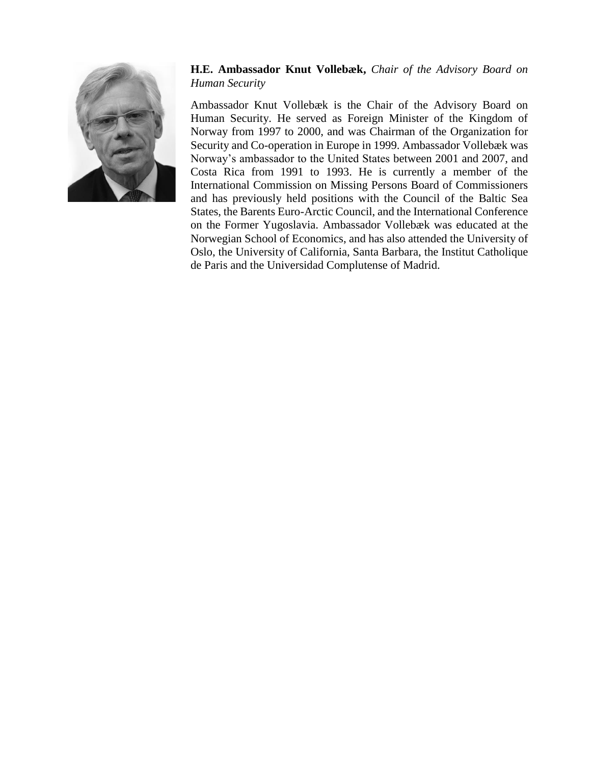**H.E. Ambassador Knut Vollebæk,** *Chair of the Advisory Board on Human Security*

Ambassador Knut Vollebæk is the Chair of the Advisory Board on Human Security. He served as Foreign Minister of the Kingdom of Norway from 1997 to 2000, and was Chairman of the Organization for Security and Co-operation in Europe in 1999. Ambassador Vollebæk was Norway's ambassador to the United States between 2001 and 2007, and Costa Rica from 1991 to 1993. He is currently a member of the International Commission on Missing Persons Board of Commissioners and has previously held positions with the Council of the Baltic Sea States, the Barents Euro-Arctic Council, and the International Conference on the Former Yugoslavia. Ambassador Vollebæk was educated at the Norwegian School of Economics, and has also attended the University of Oslo, the University of California, Santa Barbara, the Institut Catholique de Paris and the Universidad Complutense of Madrid.